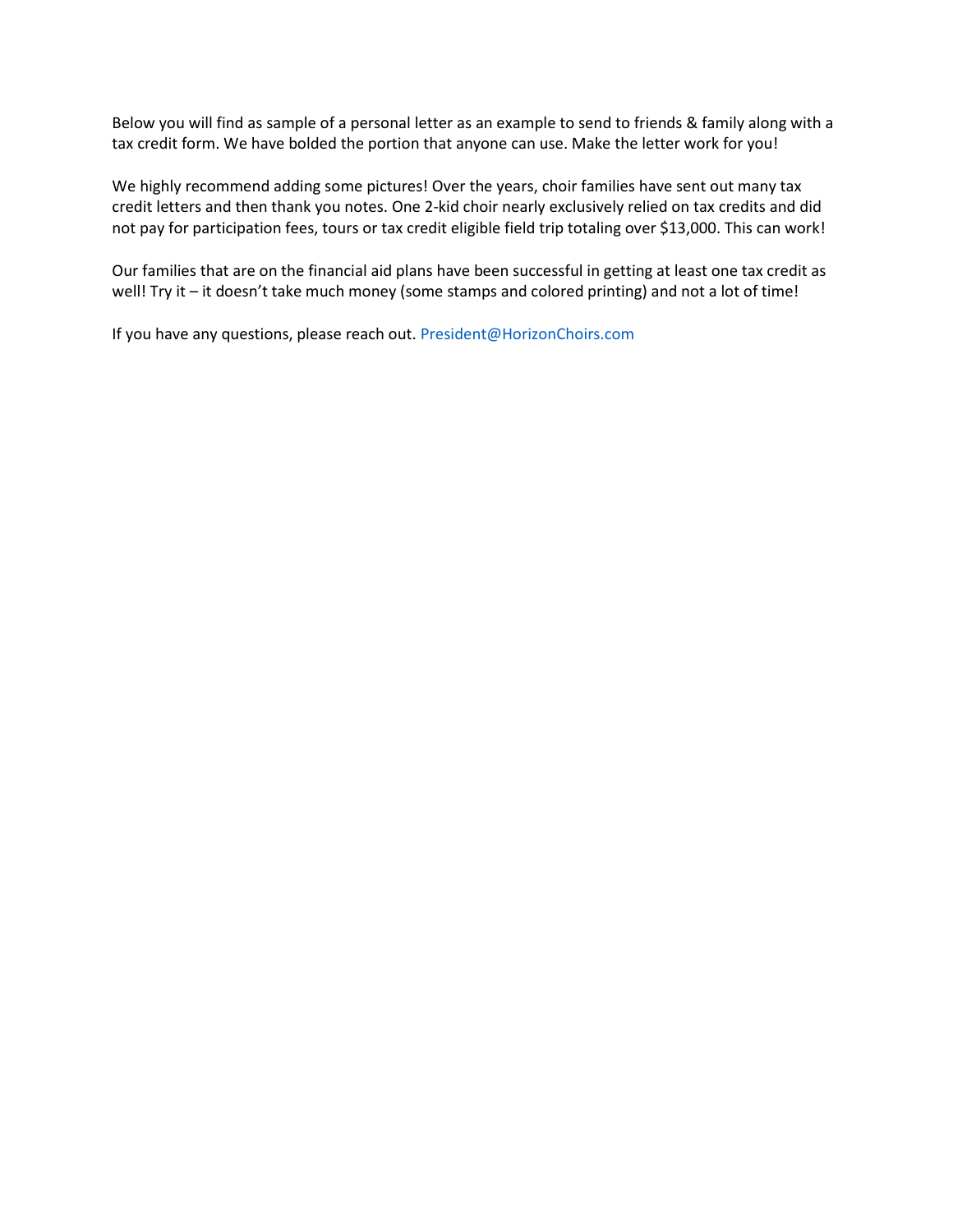Below you will find as sample of a personal letter as an example to send to friends & family along with a tax credit form. We have bolded the portion that anyone can use. Make the letter work for you!

We highly recommend adding some pictures! Over the years, choir families have sent out many tax credit letters and then thank you notes. One 2-kid choir nearly exclusively relied on tax credits and did not pay for participation fees, tours or tax credit eligible field trip totaling over $13,000. This can work!

Our families that are on the financial aid plans have been successful in getting at least one tax credit as well! Try it – it doesn't take much money (some stamps and colored printing) and not a lot of time!

If you have any questions, please reach out. President@HorizonChoirs.com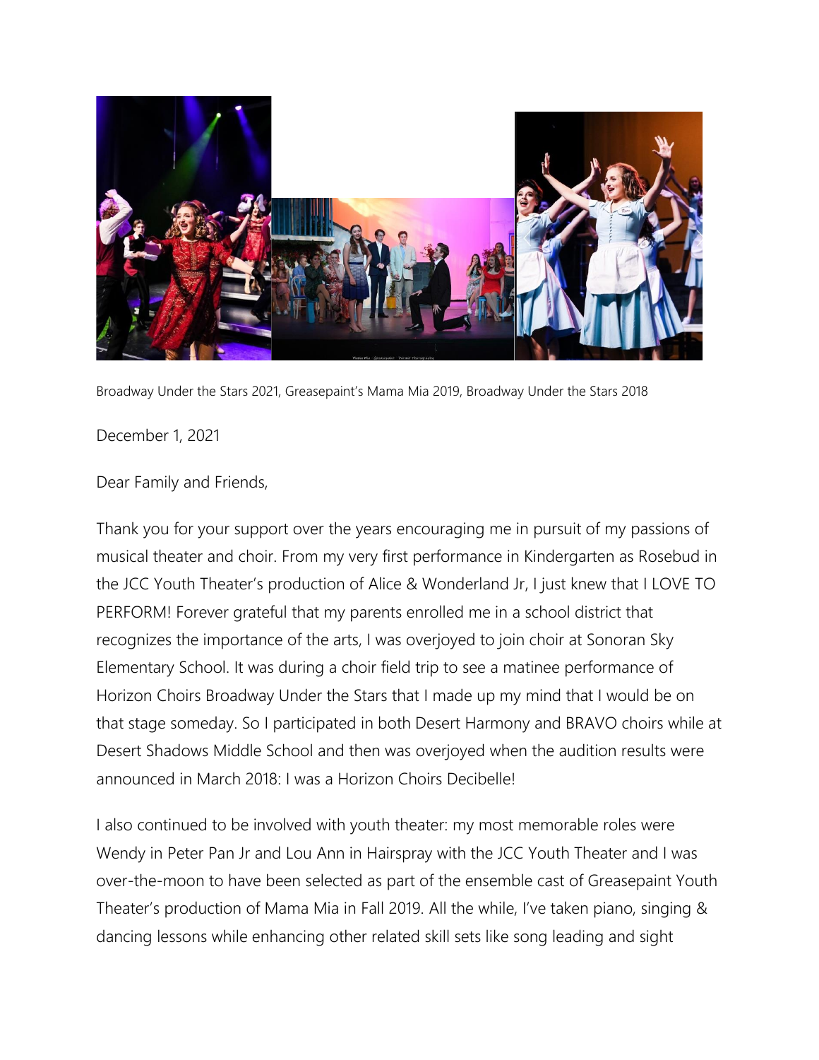Broadway Under the Stars 2021, Greasepaint's Mama Mia 2019, Broadway Under the Stars 2018

December 1, 2021

Dear Family and Friends,

Thank you for your support over the years encouraging me in pursuit of my passions of musical theater and choir. From my very first performance in Kindergarten as Rosebud in the JCC Youth Theater's production of Alice & Wonderland Jr, I just knew that I LOVE TO PERFORM! Forever grateful that my parents enrolled me in a school district that recognizes the importance of the arts, I was overjoyed to join choir at Sonoran Sky Elementary School. It was during a choir field trip to see a matinee performance of Horizon Choirs Broadway Under the Stars that I made up my mind that I would be on that stage someday. So I participated in both Desert Harmony and BRAVO choirs while at Desert Shadows Middle School and then was overjoyed when the audition results were announced in March 2018: I was a Horizon Choirs Decibelle!

I also continued to be involved with youth theater: my most memorable roles were Wendy in Peter Pan Jr and Lou Ann in Hairspray with the JCC Youth Theater and I was over-the-moon to have been selected as part of the ensemble cast of Greasepaint Youth Theater's production of Mama Mia in Fall 2019. All the while, I've taken piano, singing & dancing lessons while enhancing other related skill sets like song leading and sight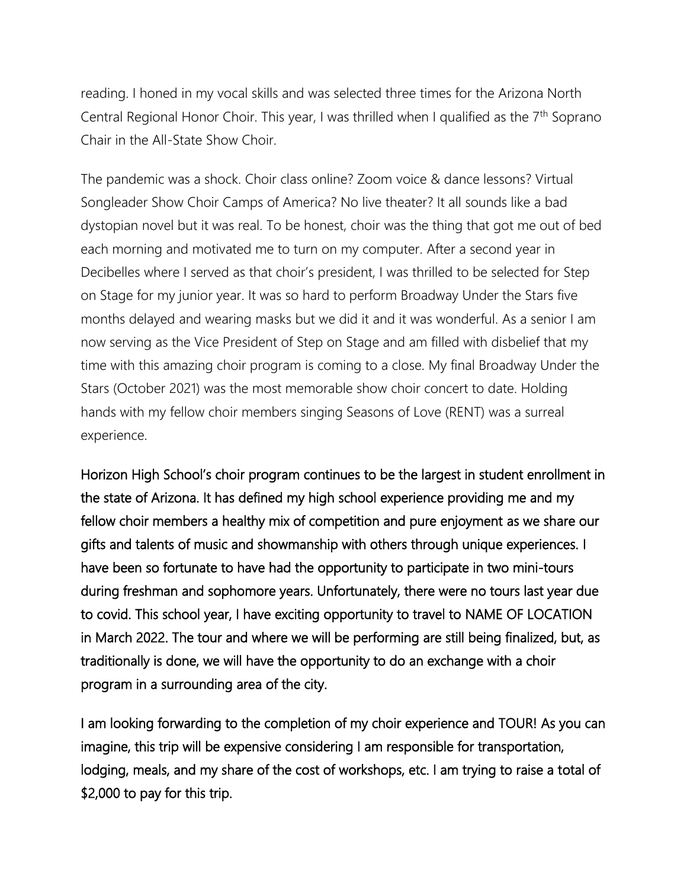reading. I honed in my vocal skills and was selected three times for the Arizona North Central Regional Honor Choir. This year, I was thrilled when I qualified as the 7th Soprano Chair in the All-State Show Choir.

The pandemic was a shock. Choir class online? Zoom voice & dance lessons? Virtual Songleader Show Choir Camps of America? No live theater? It all sounds like a bad dystopian novel but it was real. To be honest, choir was the thing that got me out of bed each morning and motivated me to turn on my computer. After a second year in Decibelles where I served as that choir's president, I was thrilled to be selected for Step on Stage for my junior year. It was so hard to perform Broadway Under the Stars five months delayed and wearing masks but we did it and it was wonderful. As a senior I am now serving as the Vice President of Step on Stage and am filled with disbelief that my time with this amazing choir program is coming to a close. My final Broadway Under the Stars (October 2021) was the most memorable show choir concert to date. Holding hands with my fellow choir members singing Seasons of Love (RENT) was a surreal experience.

Horizon High School's choir program continues to be the largest in student enrollment in the state of Arizona. It has defined my high school experience providing me and my fellow choir members a healthy mix of competition and pure enjoyment as we share our gifts and talents of music and showmanship with others through unique experiences. I have been so fortunate to have had the opportunity to participate in two mini-tours during freshman and sophomore years. Unfortunately, there were no tours last year due to covid. This school year, I have exciting opportunity to travel to NAME OF LOCATION in March 2022. The tour and where we will be performing are still being finalized, but, as traditionally is done, we will have the opportunity to do an exchange with a choir program in a surrounding area of the city.

I am looking forwarding to the completion of my choir experience and TOUR! As you can imagine, this trip will be expensive considering I am responsible for transportation, lodging, meals, and my share of the cost of workshops, etc. I am trying to raise a total of $2,000 to pay for this trip.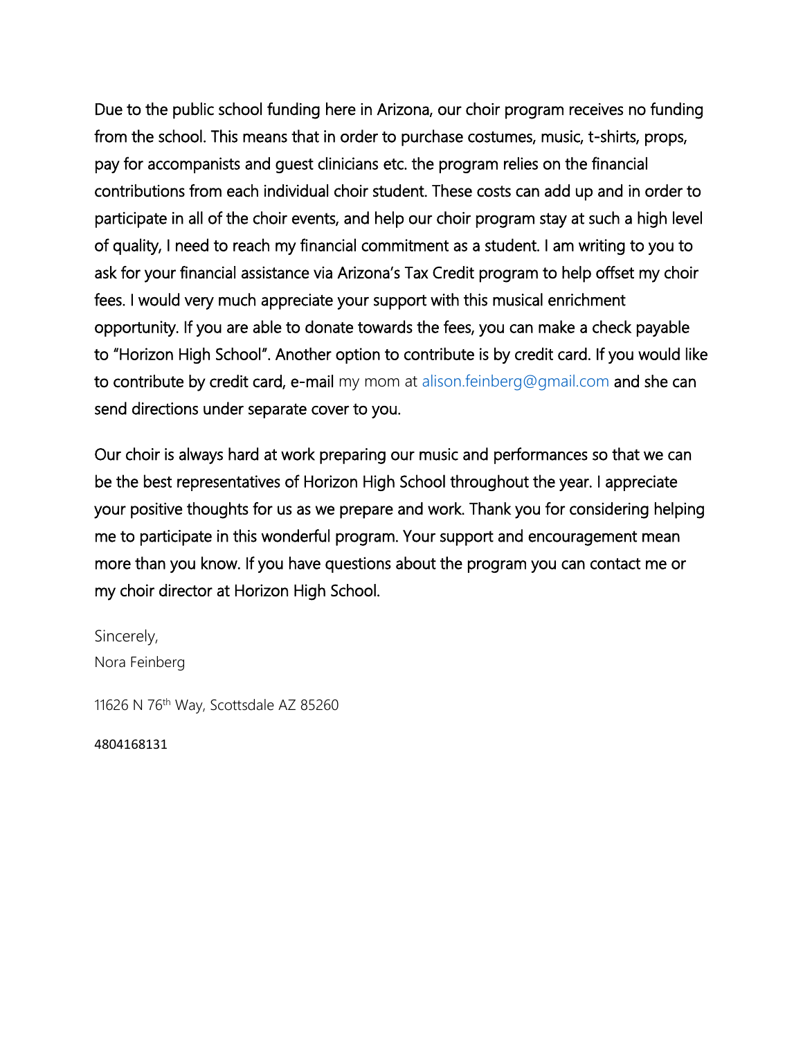Due to the public school funding here in Arizona, our choir program receives no funding from the school. This means that in order to purchase costumes, music, t-shirts, props, pay for accompanists and guest clinicians etc. the program relies on the financial contributions from each individual choir student. These costs can add up and in order to participate in all of the choir events, and help our choir program stay at such a high level of quality, I need to reach my financial commitment as a student. I am writing to you to ask for your financial assistance via Arizona's Tax Credit program to help offset my choir fees. I would very much appreciate your support with this musical enrichment opportunity. If you are able to donate towards the fees, you can make a check payable to "Horizon High School". Another option to contribute is by credit card. If you would like to contribute by credit card, e-mail my mom at alison.feinberg@gmail.com and she can send directions under separate cover to you.

Our choir is always hard at work preparing our music and performances so that we can be the best representatives of Horizon High School throughout the year. I appreciate your positive thoughts for us as we prepare and work. Thank you for considering helping me to participate in this wonderful program. Your support and encouragement mean more than you know. If you have questions about the program you can contact me or my choir director at Horizon High School.

Sincerely,
Nora Feinberg

11626 N 76th Way, Scottsdale AZ 85260

4804168131